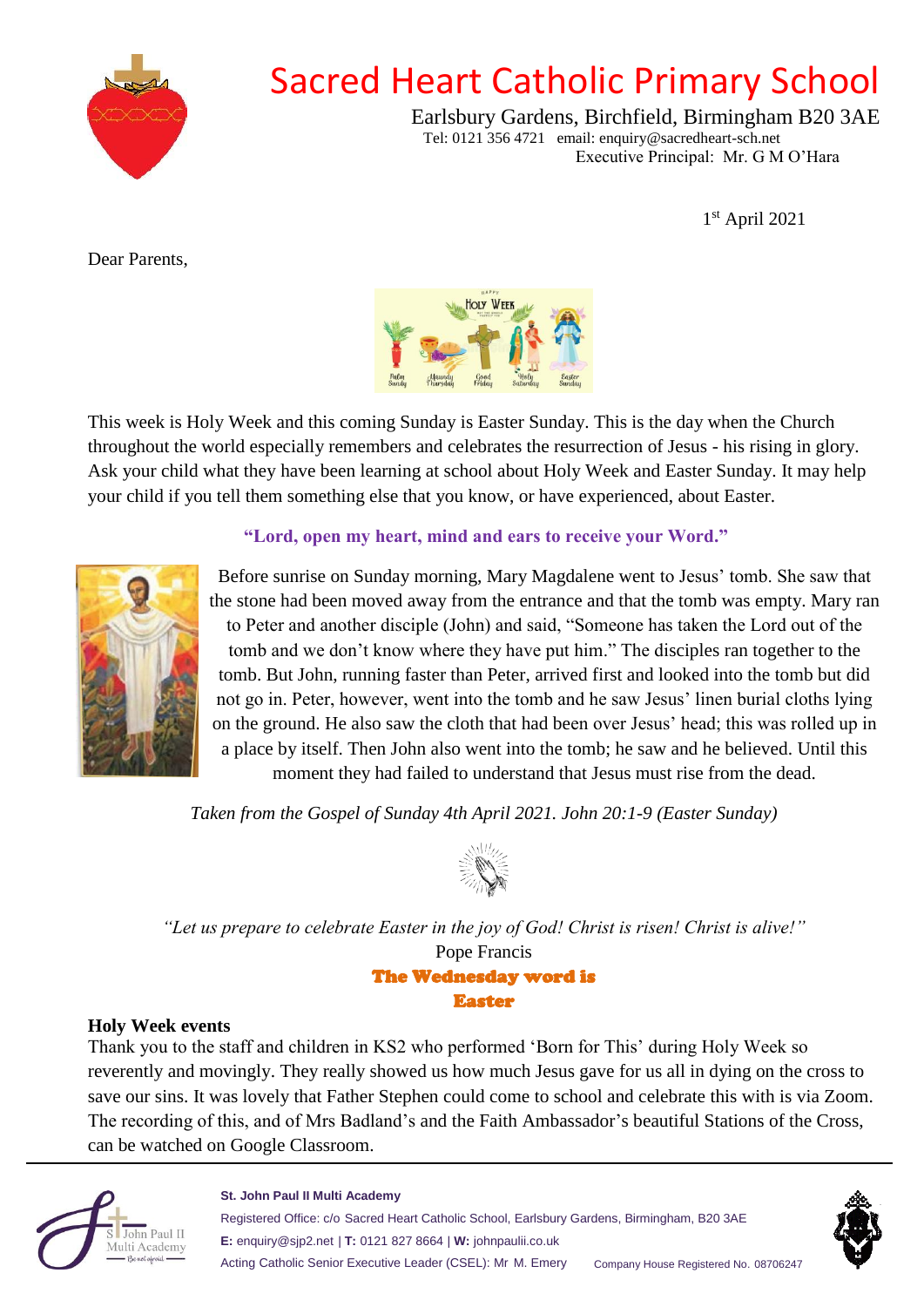# Sacred Heart Catholic Primary School

Earlsbury Gardens, Birchfield, Birmingham B20 3AE
Tel: 0121 356 4721 email: enquiry@sacredheart-sch.net
Executive Principal: Mr. G M O'Hara

1st April 2021

Dear Parents,

This week is Holy Week and this coming Sunday is Easter Sunday. This is the day when the Church throughout the world especially remembers and celebrates the resurrection of Jesus - his rising in glory. Ask your child what they have been learning at school about Holy Week and Easter Sunday. It may help your child if you tell them something else that you know, or have experienced, about Easter.

**"Lord, open my heart, mind and ears to receive your Word."**

Before sunrise on Sunday morning, Mary Magdalene went to Jesus' tomb. She saw that the stone had been moved away from the entrance and that the tomb was empty. Mary ran to Peter and another disciple (John) and said, "Someone has taken the Lord out of the tomb and we don't know where they have put him." The disciples ran together to the tomb. But John, running faster than Peter, arrived first and looked into the tomb but did not go in. Peter, however, went into the tomb and he saw Jesus' linen burial cloths lying on the ground. He also saw the cloth that had been over Jesus' head; this was rolled up in a place by itself. Then John also went into the tomb; he saw and he believed. Until this moment they had failed to understand that Jesus must rise from the dead.

*Taken from the Gospel of Sunday 4th April 2021. John 20:1-9 (Easter Sunday)*

*"Let us prepare to celebrate Easter in the joy of God! Christ is risen! Christ is alive!"*
Pope Francis

**The Wednesday word is Easter**

**Holy Week events**

Thank you to the staff and children in KS2 who performed 'Born for This' during Holy Week so reverently and movingly. They really showed us how much Jesus gave for us all in dying on the cross to save our sins. It was lovely that Father Stephen could come to school and celebrate this with is via Zoom. The recording of this, and of Mrs Badland's and the Faith Ambassador's beautiful Stations of the Cross, can be watched on Google Classroom.

**St. John Paul II Multi Academy**
Registered Office: c/o Sacred Heart Catholic School, Earlsbury Gardens, Birmingham, B20 3AE
**E:** enquiry@sjp2.net | **T:** 0121 827 8664 | **W:** johnpaulii.co.uk
Acting Catholic Senior Executive Leader (CSEL): Mr M. Emery Company House Registered No. 08706247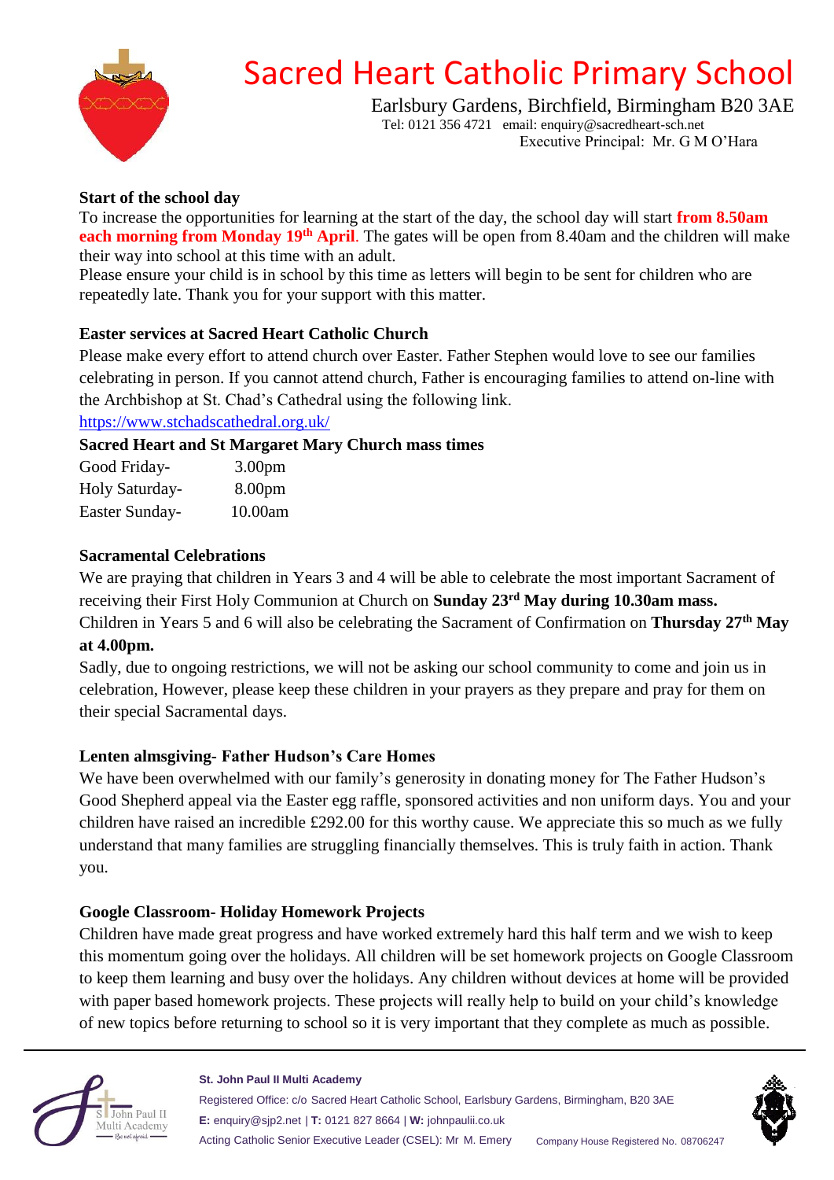# Sacred Heart Catholic Primary School

Earlsbury Gardens, Birchfield, Birmingham B20 3AE
Tel: 0121 356 4721 email: enquiry@sacredheart-sch.net
Executive Principal: Mr. G M O'Hara

**Start of the school day**

To increase the opportunities for learning at the start of the day, the school day will start **from 8.50am each morning from Monday 19th April**. The gates will be open from 8.40am and the children will make their way into school at this time with an adult.
Please ensure your child is in school by this time as letters will begin to be sent for children who are repeatedly late. Thank you for your support with this matter.

**Easter services at Sacred Heart Catholic Church**

Please make every effort to attend church over Easter. Father Stephen would love to see our families celebrating in person. If you cannot attend church, Father is encouraging families to attend on-line with the Archbishop at St. Chad's Cathedral using the following link.
https://www.stchadscathedral.org.uk/

**Sacred Heart and St Margaret Mary Church mass times**

| | |
|---|---|
| Good Friday- | 3.00pm |
| Holy Saturday- | 8.00pm |
| Easter Sunday- | 10.00am |

**Sacramental Celebrations**

We are praying that children in Years 3 and 4 will be able to celebrate the most important Sacrament of receiving their First Holy Communion at Church on **Sunday 23rd May during 10.30am mass.**
Children in Years 5 and 6 will also be celebrating the Sacrament of Confirmation on **Thursday 27th May at 4.00pm.**
Sadly, due to ongoing restrictions, we will not be asking our school community to come and join us in celebration, However, please keep these children in your prayers as they prepare and pray for them on their special Sacramental days.

**Lenten almsgiving- Father Hudson's Care Homes**

We have been overwhelmed with our family's generosity in donating money for The Father Hudson's Good Shepherd appeal via the Easter egg raffle, sponsored activities and non uniform days. You and your children have raised an incredible £292.00 for this worthy cause. We appreciate this so much as we fully understand that many families are struggling financially themselves. This is truly faith in action. Thank you.

**Google Classroom- Holiday Homework Projects**

Children have made great progress and have worked extremely hard this half term and we wish to keep this momentum going over the holidays. All children will be set homework projects on Google Classroom to keep them learning and busy over the holidays. Any children without devices at home will be provided with paper based homework projects. These projects will really help to build on your child's knowledge of new topics before returning to school so it is very important that they complete as much as possible.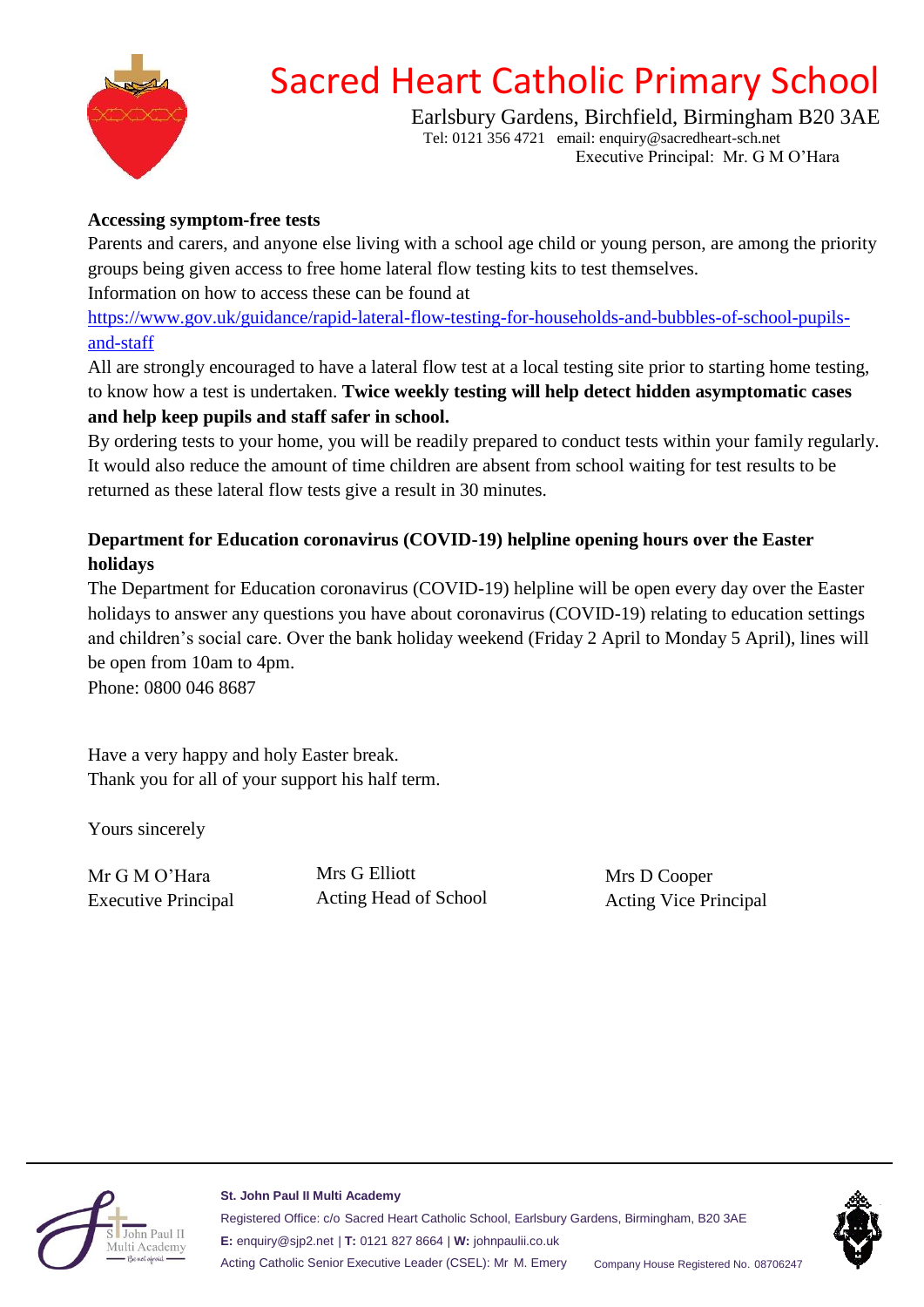# Sacred Heart Catholic Primary School

Earlsbury Gardens, Birchfield, Birmingham B20 3AE
Tel: 0121 356 4721 email: enquiry@sacredheart-sch.net
Executive Principal: Mr. G M O'Hara

**Accessing symptom-free tests**

Parents and carers, and anyone else living with a school age child or young person, are among the priority groups being given access to free home lateral flow testing kits to test themselves.
Information on how to access these can be found at
https://www.gov.uk/guidance/rapid-lateral-flow-testing-for-households-and-bubbles-of-school-pupils-and-staff

All are strongly encouraged to have a lateral flow test at a local testing site prior to starting home testing, to know how a test is undertaken. **Twice weekly testing will help detect hidden asymptomatic cases and help keep pupils and staff safer in school.**

By ordering tests to your home, you will be readily prepared to conduct tests within your family regularly. It would also reduce the amount of time children are absent from school waiting for test results to be returned as these lateral flow tests give a result in 30 minutes.

**Department for Education coronavirus (COVID-19) helpline opening hours over the Easter holidays**

The Department for Education coronavirus (COVID-19) helpline will be open every day over the Easter holidays to answer any questions you have about coronavirus (COVID-19) relating to education settings and children's social care. Over the bank holiday weekend (Friday 2 April to Monday 5 April), lines will be open from 10am to 4pm.
Phone: 0800 046 8687

Have a very happy and holy Easter break.
Thank you for all of your support his half term.

Yours sincerely

Mr G M O'Hara
Executive Principal

Mrs G Elliott
Acting Head of School

Mrs D Cooper
Acting Vice Principal

**St. John Paul II Multi Academy**
Registered Office: c/o Sacred Heart Catholic School, Earlsbury Gardens, Birmingham, B20 3AE
**E:** enquiry@sjp2.net | **T:** 0121 827 8664 | **W:** johnpaulii.co.uk
Acting Catholic Senior Executive Leader (CSEL): Mr M. Emery
Company House Registered No. 08706247